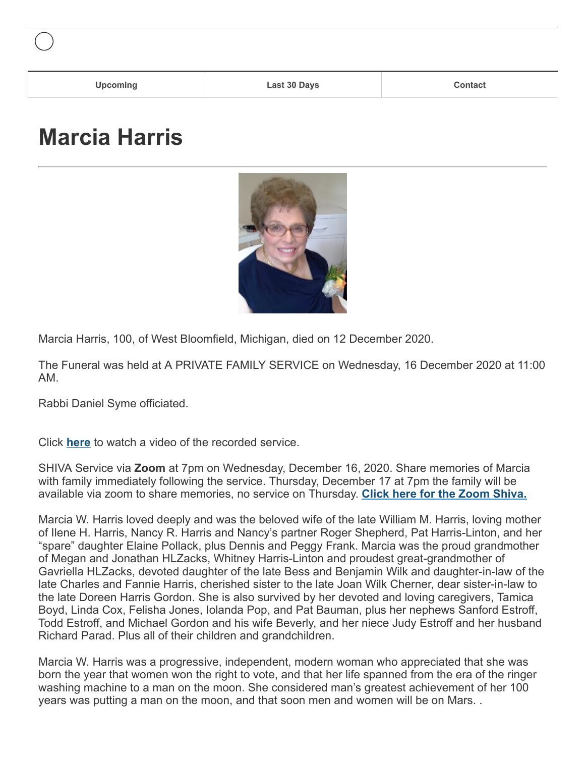| Upcoming | Last 30 Days | Contact |
| --- | --- | --- |

# Marcia Harris

Marcia Harris, 100, of West Bloomfield, Michigan, died on 12 December 2020.

The Funeral was held at A PRIVATE FAMILY SERVICE on Wednesday, 16 December 2020 at 11:00 AM.

Rabbi Daniel Syme officiated.

Click **here** to watch a video of the recorded service.

SHIVA Service via **Zoom** at 7pm on Wednesday, December 16, 2020. Share memories of Marcia with family immediately following the service. Thursday, December 17 at 7pm the family will be available via zoom to share memories, no service on Thursday. **Click here for the Zoom Shiva.**

Marcia W. Harris loved deeply and was the beloved wife of the late William M. Harris, loving mother of Ilene H. Harris, Nancy R. Harris and Nancy's partner Roger Shepherd, Pat Harris-Linton, and her "spare" daughter Elaine Pollack, plus Dennis and Peggy Frank. Marcia was the proud grandmother of Megan and Jonathan HLZacks, Whitney Harris-Linton and proudest great-grandmother of Gavriella HLZacks, devoted daughter of the late Bess and Benjamin Wilk and daughter-in-law of the late Charles and Fannie Harris, cherished sister to the late Joan Wilk Cherner, dear sister-in-law to the late Doreen Harris Gordon. She is also survived by her devoted and loving caregivers, Tamica Boyd, Linda Cox, Felisha Jones, Iolanda Pop, and Pat Bauman, plus her nephews Sanford Estroff, Todd Estroff, and Michael Gordon and his wife Beverly, and her niece Judy Estroff and her husband Richard Parad. Plus all of their children and grandchildren.

Marcia W. Harris was a progressive, independent, modern woman who appreciated that she was born the year that women won the right to vote, and that her life spanned from the era of the ringer washing machine to a man on the moon. She considered man's greatest achievement of her 100 years was putting a man on the moon, and that soon men and women will be on Mars. .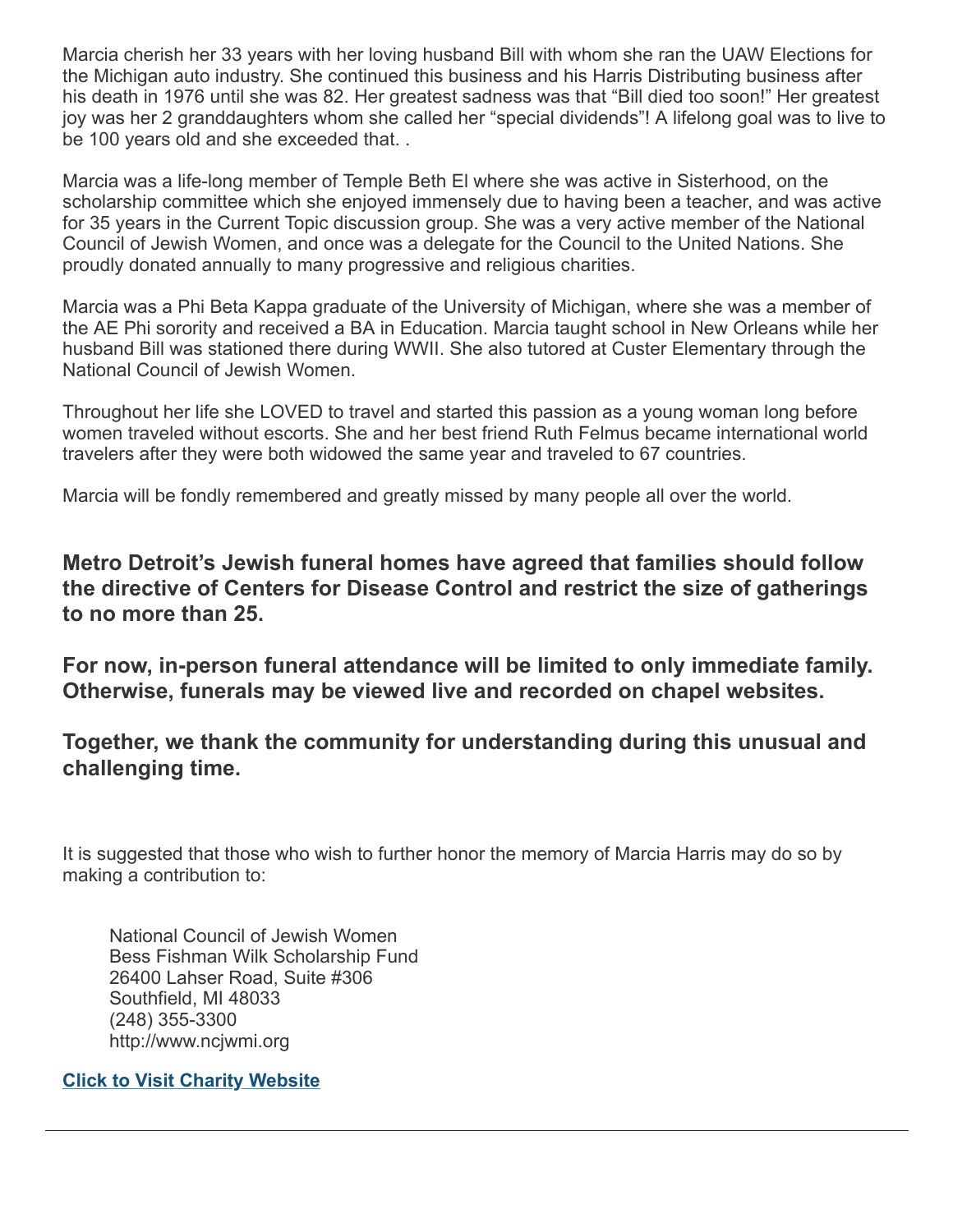Marcia cherish her 33 years with her loving husband Bill with whom she ran the UAW Elections for the Michigan auto industry. She continued this business and his Harris Distributing business after his death in 1976 until she was 82. Her greatest sadness was that "Bill died too soon!" Her greatest joy was her 2 granddaughters whom she called her "special dividends"! A lifelong goal was to live to be 100 years old and she exceeded that. .

Marcia was a life-long member of Temple Beth El where she was active in Sisterhood, on the scholarship committee which she enjoyed immensely due to having been a teacher, and was active for 35 years in the Current Topic discussion group. She was a very active member of the National Council of Jewish Women, and once was a delegate for the Council to the United Nations. She proudly donated annually to many progressive and religious charities.

Marcia was a Phi Beta Kappa graduate of the University of Michigan, where she was a member of the AE Phi sorority and received a BA in Education. Marcia taught school in New Orleans while her husband Bill was stationed there during WWII. She also tutored at Custer Elementary through the National Council of Jewish Women.

Throughout her life she LOVED to travel and started this passion as a young woman long before women traveled without escorts. She and her best friend Ruth Felmus became international world travelers after they were both widowed the same year and traveled to 67 countries.

Marcia will be fondly remembered and greatly missed by many people all over the world.

**Metro Detroit's Jewish funeral homes have agreed that families should follow the directive of Centers for Disease Control and restrict the size of gatherings to no more than 25.**

**For now, in-person funeral attendance will be limited to only immediate family. Otherwise, funerals may be viewed live and recorded on chapel websites.**

**Together, we thank the community for understanding during this unusual and challenging time.**

It is suggested that those who wish to further honor the memory of Marcia Harris may do so by making a contribution to:

National Council of Jewish Women
Bess Fishman Wilk Scholarship Fund
26400 Lahser Road, Suite #306
Southfield, MI 48033
(248) 355-3300
http://www.ncjwmi.org

**Click to Visit Charity Website**